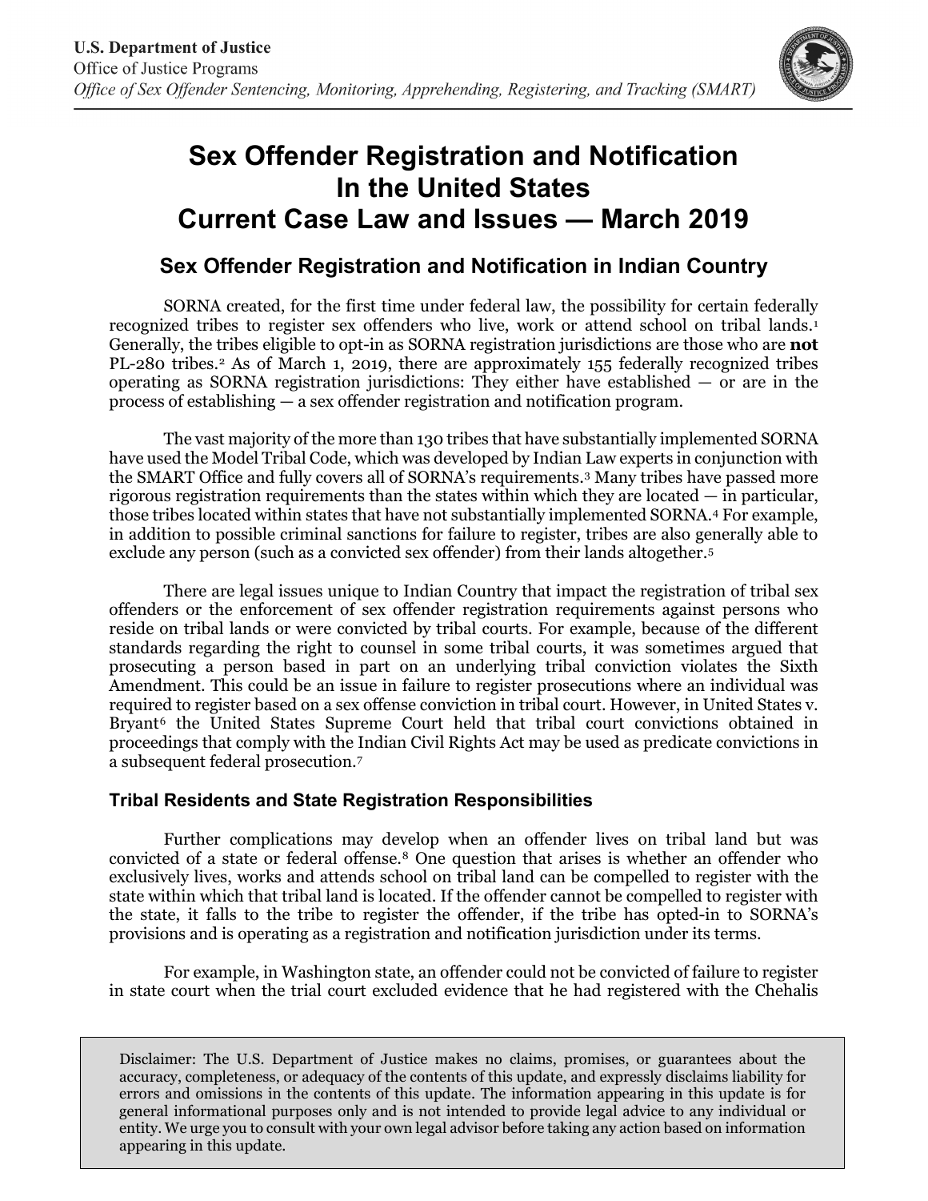**U.S. Department of Justice**
Office of Justice Programs
*Office of Sex Offender Sentencing, Monitoring, Apprehending, Registering, and Tracking (SMART)*

# Sex Offender Registration and Notification In the United States Current Case Law and Issues — March 2019

## Sex Offender Registration and Notification in Indian Country

SORNA created, for the first time under federal law, the possibility for certain federally recognized tribes to register sex offenders who live, work or attend school on tribal lands.[1] Generally, the tribes eligible to opt-in as SORNA registration jurisdictions are those who are **not** PL-280 tribes.[2] As of March 1, 2019, there are approximately 155 federally recognized tribes operating as SORNA registration jurisdictions: They either have established — or are in the process of establishing — a sex offender registration and notification program.

The vast majority of the more than 130 tribes that have substantially implemented SORNA have used the Model Tribal Code, which was developed by Indian Law experts in conjunction with the SMART Office and fully covers all of SORNA's requirements.[3] Many tribes have passed more rigorous registration requirements than the states within which they are located — in particular, those tribes located within states that have not substantially implemented SORNA.[4] For example, in addition to possible criminal sanctions for failure to register, tribes are also generally able to exclude any person (such as a convicted sex offender) from their lands altogether.[5]

There are legal issues unique to Indian Country that impact the registration of tribal sex offenders or the enforcement of sex offender registration requirements against persons who reside on tribal lands or were convicted by tribal courts. For example, because of the different standards regarding the right to counsel in some tribal courts, it was sometimes argued that prosecuting a person based in part on an underlying tribal conviction violates the Sixth Amendment. This could be an issue in failure to register prosecutions where an individual was required to register based on a sex offense conviction in tribal court. However, in United States v. Bryant[6] the United States Supreme Court held that tribal court convictions obtained in proceedings that comply with the Indian Civil Rights Act may be used as predicate convictions in a subsequent federal prosecution.[7]

### Tribal Residents and State Registration Responsibilities

Further complications may develop when an offender lives on tribal land but was convicted of a state or federal offense.[8] One question that arises is whether an offender who exclusively lives, works and attends school on tribal land can be compelled to register with the state within which that tribal land is located. If the offender cannot be compelled to register with the state, it falls to the tribe to register the offender, if the tribe has opted-in to SORNA's provisions and is operating as a registration and notification jurisdiction under its terms.

For example, in Washington state, an offender could not be convicted of failure to register in state court when the trial court excluded evidence that he had registered with the Chehalis

Disclaimer: The U.S. Department of Justice makes no claims, promises, or guarantees about the accuracy, completeness, or adequacy of the contents of this update, and expressly disclaims liability for errors and omissions in the contents of this update. The information appearing in this update is for general informational purposes only and is not intended to provide legal advice to any individual or entity. We urge you to consult with your own legal advisor before taking any action based on information appearing in this update.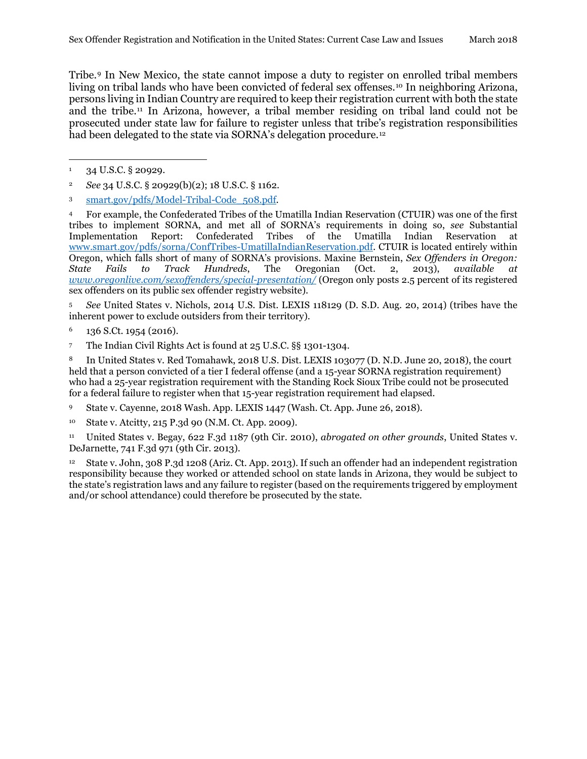Tribe.[9] In New Mexico, the state cannot impose a duty to register on enrolled tribal members living on tribal lands who have been convicted of federal sex offenses.[10] In neighboring Arizona, persons living in Indian Country are required to keep their registration current with both the state and the tribe.[11] In Arizona, however, a tribal member residing on tribal land could not be prosecuted under state law for failure to register unless that tribe's registration responsibilities had been delegated to the state via SORNA's delegation procedure.[12]

---

[1] 34 U.S.C. § 20929.

[2] *See* 34 U.S.C. § 20929(b)(2); 18 U.S.C. § 1162.

[3] smart.gov/pdfs/Model-Tribal-Code_508.pdf.

[4] For example, the Confederated Tribes of the Umatilla Indian Reservation (CTUIR) was one of the first tribes to implement SORNA, and met all of SORNA's requirements in doing so, *see* Substantial Implementation Report: Confederated Tribes of the Umatilla Indian Reservation at www.smart.gov/pdfs/sorna/ConfTribes-UmatillaIndianReservation.pdf. CTUIR is located entirely within Oregon, which falls short of many of SORNA's provisions. Maxine Bernstein, *Sex Offenders in Oregon: State Fails to Track Hundreds*, The Oregonian (Oct. 2, 2013), *available at www.oregonlive.com/sexoffenders/special-presentation/* (Oregon only posts 2.5 percent of its registered sex offenders on its public sex offender registry website).

[5] *See* United States v. Nichols, 2014 U.S. Dist. LEXIS 118129 (D. S.D. Aug. 20, 2014) (tribes have the inherent power to exclude outsiders from their territory).

[6] 136 S.Ct. 1954 (2016).

[7] The Indian Civil Rights Act is found at 25 U.S.C. §§ 1301-1304.

[8] In United States v. Red Tomahawk, 2018 U.S. Dist. LEXIS 103077 (D. N.D. June 20, 2018), the court held that a person convicted of a tier I federal offense (and a 15-year SORNA registration requirement) who had a 25-year registration requirement with the Standing Rock Sioux Tribe could not be prosecuted for a federal failure to register when that 15-year registration requirement had elapsed.

[9] State v. Cayenne, 2018 Wash. App. LEXIS 1447 (Wash. Ct. App. June 26, 2018).

[10] State v. Atcitty, 215 P.3d 90 (N.M. Ct. App. 2009).

[11] United States v. Begay, 622 F.3d 1187 (9th Cir. 2010), *abrogated on other grounds*, United States v. DeJarnette, 741 F.3d 971 (9th Cir. 2013).

[12] State v. John, 308 P.3d 1208 (Ariz. Ct. App. 2013). If such an offender had an independent registration responsibility because they worked or attended school on state lands in Arizona, they would be subject to the state's registration laws and any failure to register (based on the requirements triggered by employment and/or school attendance) could therefore be prosecuted by the state.